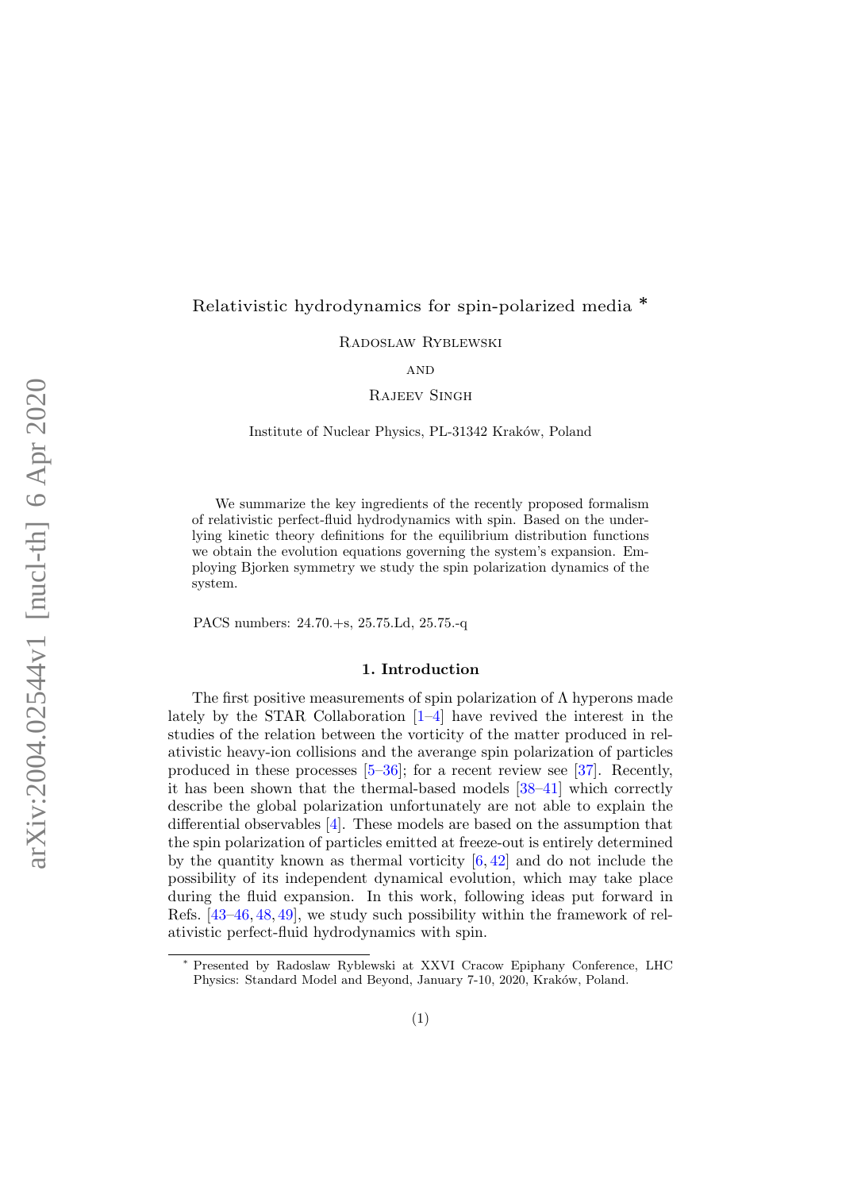# Relativistic hydrodynamics for spin-polarized media *

Radoslaw Ryblewski

and

Rajeev Singh

Institute of Nuclear Physics, PL-31342 Kraków, Poland

We summarize the key ingredients of the recently proposed formalism of relativistic perfect-fluid hydrodynamics with spin. Based on the underlying kinetic theory definitions for the equilibrium distribution functions we obtain the evolution equations governing the system's expansion. Employing Bjorken symmetry we study the spin polarization dynamics of the system.

PACS numbers: 24.70.+s, 25.75.Ld, 25.75.-q

## 1. Introduction

The first positive measurements of spin polarization of $\Lambda$ hyperons made lately by the STAR Collaboration [1–4] have revived the interest in the studies of the relation between the vorticity of the matter produced in relativistic heavy-ion collisions and the averange spin polarization of particles produced in these processes [5–36]; for a recent review see [37]. Recently, it has been shown that the thermal-based models [38–41] which correctly describe the global polarization unfortunately are not able to explain the differential observables [4]. These models are based on the assumption that the spin polarization of particles emitted at freeze-out is entirely determined by the quantity known as thermal vorticity [6, 42] and do not include the possibility of its independent dynamical evolution, which may take place during the fluid expansion. In this work, following ideas put forward in Refs. [43–46, 48, 49], we study such possibility within the framework of relativistic perfect-fluid hydrodynamics with spin.

* Presented by Radoslaw Ryblewski at XXVI Cracow Epiphany Conference, LHC Physics: Standard Model and Beyond, January 7-10, 2020, Kraków, Poland.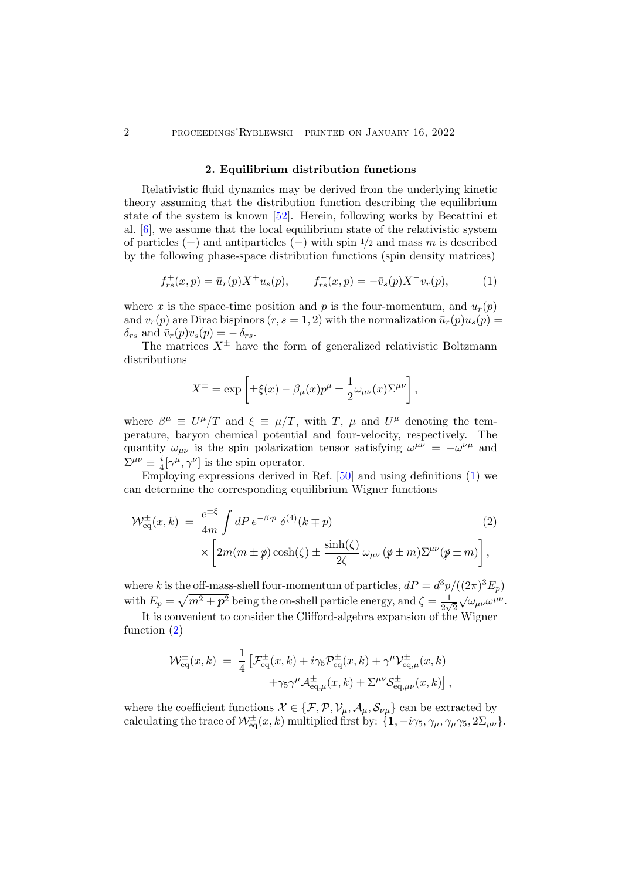## 2. Equilibrium distribution functions

Relativistic fluid dynamics may be derived from the underlying kinetic theory assuming that the distribution function describing the equilibrium state of the system is known [52]. Herein, following works by Becattini et al. [6], we assume that the local equilibrium state of the relativistic system of particles (+) and antiparticles (−) with spin 1/2 and mass $m$ is described by the following phase-space distribution functions (spin density matrices)

$$f^+_{rs}(x,p) = \bar{u}_r(p) X^+ u_s(p), \qquad f^-_{rs}(x,p) = -\bar{v}_s(p) X^- v_r(p), \tag{1}$$

where $x$ is the space-time position and $p$ is the four-momentum, and $u_r(p)$ and $v_r(p)$ are Dirac bispinors ($r, s = 1, 2$) with the normalization $\bar{u}_r(p) u_s(p) = \delta_{rs}$ and $\bar{v}_r(p) v_s(p) = -\delta_{rs}$.

The matrices $X^\pm$ have the form of generalized relativistic Boltzmann distributions

$$X^\pm = \exp\left[\pm\xi(x) - \beta_\mu(x) p^\mu \pm \frac{1}{2}\omega_{\mu\nu}(x)\Sigma^{\mu\nu}\right],$$

where $\beta^\mu \equiv U^\mu/T$ and $\xi \equiv \mu/T$, with $T$, $\mu$ and $U^\mu$ denoting the temperature, baryon chemical potential and four-velocity, respectively. The quantity $\omega_{\mu\nu}$ is the spin polarization tensor satisfying $\omega^{\mu\nu} = -\omega^{\nu\mu}$ and $\Sigma^{\mu\nu} \equiv \frac{i}{4}[\gamma^\mu, \gamma^\nu]$ is the spin operator.

Employing expressions derived in Ref. [50] and using definitions (1) we can determine the corresponding equilibrium Wigner functions

$$\begin{aligned}\mathcal{W}^\pm_{\rm eq}(x,k) &= \frac{e^{\pm\xi}}{4m}\int dP\, e^{-\beta\cdot p}\, \delta^{(4)}(k \mp p) \\ &\quad \times \left[2m(m \pm \not{p})\cosh(\zeta) \pm \frac{\sinh(\zeta)}{2\zeta}\,\omega_{\mu\nu}\,(\not{p} \pm m)\Sigma^{\mu\nu}(\not{p} \pm m)\right],\end{aligned} \tag{2}$$

where $k$ is the off-mass-shell four-momentum of particles, $dP = d^3p/((2\pi)^3 E_p)$ with $E_p = \sqrt{m^2 + \boldsymbol{p}^2}$ being the on-shell particle energy, and $\zeta = \frac{1}{2\sqrt{2}}\sqrt{\omega_{\mu\nu}\omega^{\mu\nu}}$.

It is convenient to consider the Clifford-algebra expansion of the Wigner function (2)

$$\begin{aligned}\mathcal{W}^\pm_{\rm eq}(x,k) &= \frac{1}{4}\left[\mathcal{F}^\pm_{\rm eq}(x,k) + i\gamma_5\mathcal{P}^\pm_{\rm eq}(x,k) + \gamma^\mu\mathcal{V}^\pm_{{\rm eq},\mu}(x,k)\right. \\ &\quad \left. + \gamma_5\gamma^\mu\mathcal{A}^\pm_{{\rm eq},\mu}(x,k) + \Sigma^{\mu\nu}\mathcal{S}^\pm_{{\rm eq},\mu\nu}(x,k)\right],\end{aligned}$$

where the coefficient functions $\mathcal{X} \in \{\mathcal{F}, \mathcal{P}, \mathcal{V}_\mu, \mathcal{A}_\mu, \mathcal{S}_{\nu\mu}\}$ can be extracted by calculating the trace of $\mathcal{W}^\pm_{\rm eq}(x,k)$ multiplied first by: $\{\mathbf{1}, -i\gamma_5, \gamma_\mu, \gamma_\mu\gamma_5, 2\Sigma_{\mu\nu}\}$.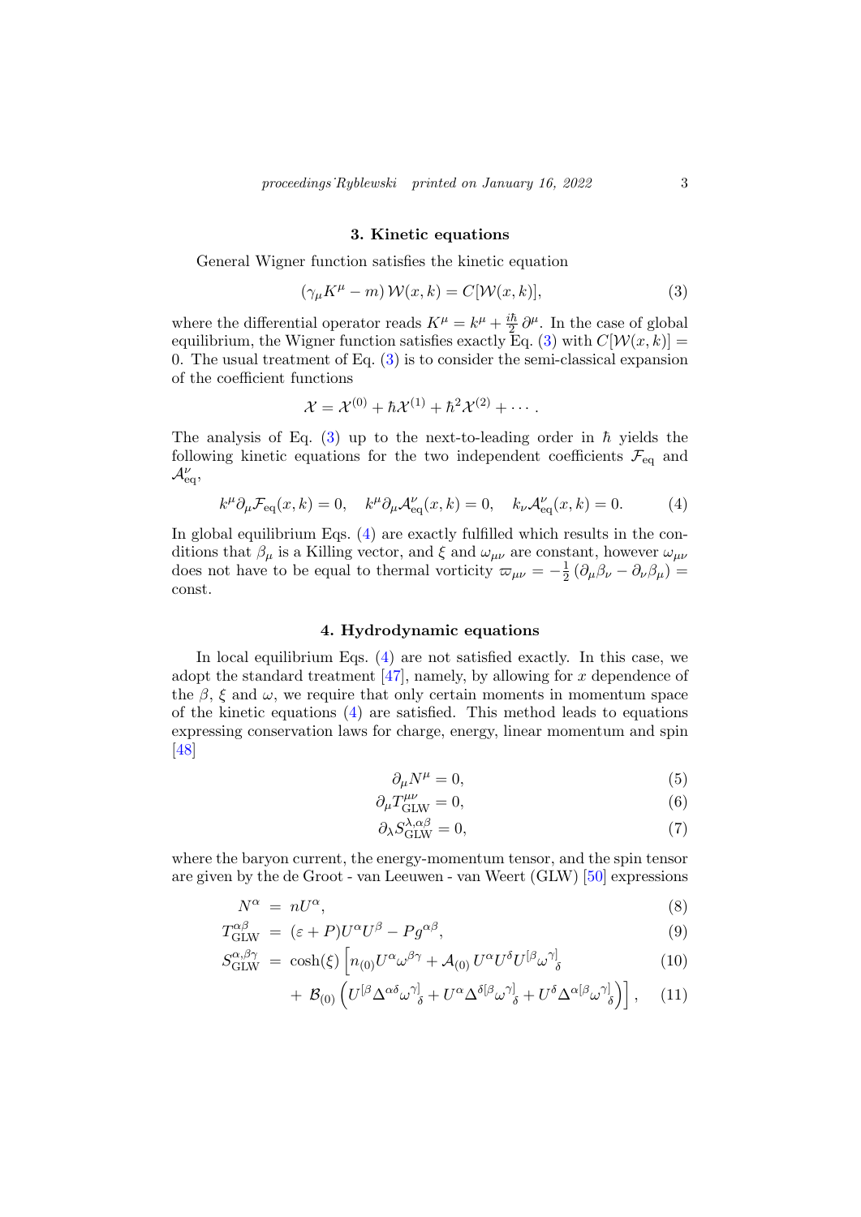## 3. Kinetic equations

General Wigner function satisfies the kinetic equation

$$(\gamma_\mu K^\mu - m)\, \mathcal{W}(x,k) = C[\mathcal{W}(x,k)], \tag{3}$$

where the differential operator reads $K^\mu = k^\mu + \frac{i\hbar}{2}\,\partial^\mu$. In the case of global equilibrium, the Wigner function satisfies exactly Eq. (3) with $C[\mathcal{W}(x,k)] = 0$. The usual treatment of Eq. (3) is to consider the semi-classical expansion of the coefficient functions

$$\mathcal{X} = \mathcal{X}^{(0)} + \hbar\mathcal{X}^{(1)} + \hbar^2\mathcal{X}^{(2)} + \cdots .$$

The analysis of Eq. (3) up to the next-to-leading order in $\hbar$ yields the following kinetic equations for the two independent coefficients $\mathcal{F}_{\rm eq}$ and $\mathcal{A}^\nu_{\rm eq}$,

$$k^\mu\partial_\mu\mathcal{F}_{\rm eq}(x,k) = 0, \quad k^\mu\partial_\mu\mathcal{A}^\nu_{\rm eq}(x,k) = 0, \quad k_\nu\mathcal{A}^\nu_{\rm eq}(x,k) = 0. \tag{4}$$

In global equilibrium Eqs. (4) are exactly fulfilled which results in the conditions that $\beta_\mu$ is a Killing vector, and $\xi$ and $\omega_{\mu\nu}$ are constant, however $\omega_{\mu\nu}$ does not have to be equal to thermal vorticity $\varpi_{\mu\nu} = -\frac{1}{2}\left(\partial_\mu\beta_\nu - \partial_\nu\beta_\mu\right) =$ const.

## 4. Hydrodynamic equations

In local equilibrium Eqs. (4) are not satisfied exactly. In this case, we adopt the standard treatment [47], namely, by allowing for $x$ dependence of the $\beta$, $\xi$ and $\omega$, we require that only certain moments in momentum space of the kinetic equations (4) are satisfied. This method leads to equations expressing conservation laws for charge, energy, linear momentum and spin [48]

$$\partial_\mu N^\mu = 0, \tag{5}$$

$$\partial_\mu T^{\mu\nu}_{\rm GLW} = 0, \tag{6}$$

$$\partial_\lambda S^{\lambda,\alpha\beta}_{\rm GLW} = 0, \tag{7}$$

where the baryon current, the energy-momentum tensor, and the spin tensor are given by the de Groot - van Leeuwen - van Weert (GLW) [50] expressions

$$N^\alpha = nU^\alpha, \tag{8}$$

$$T^{\alpha\beta}_{\rm GLW} = (\varepsilon + P)U^\alpha U^\beta - Pg^{\alpha\beta}, \tag{9}$$

$$S^{\alpha,\beta\gamma}_{\rm GLW} = \cosh(\xi)\left[n_{(0)}U^\alpha\omega^{\beta\gamma} + \mathcal{A}_{(0)}\,U^\alpha U^\delta U^{[\beta}\omega^{\gamma]}{}_\delta \right. \tag{10}$$

$$\left. +\ \mathcal{B}_{(0)}\left(U^{[\beta}\Delta^{\alpha\delta}\omega^{\gamma]}{}_\delta + U^\alpha\Delta^{\delta[\beta}\omega^{\gamma]}{}_\delta + U^\delta\Delta^{\alpha[\beta}\omega^{\gamma]}{}_\delta\right)\right], \tag{11}$$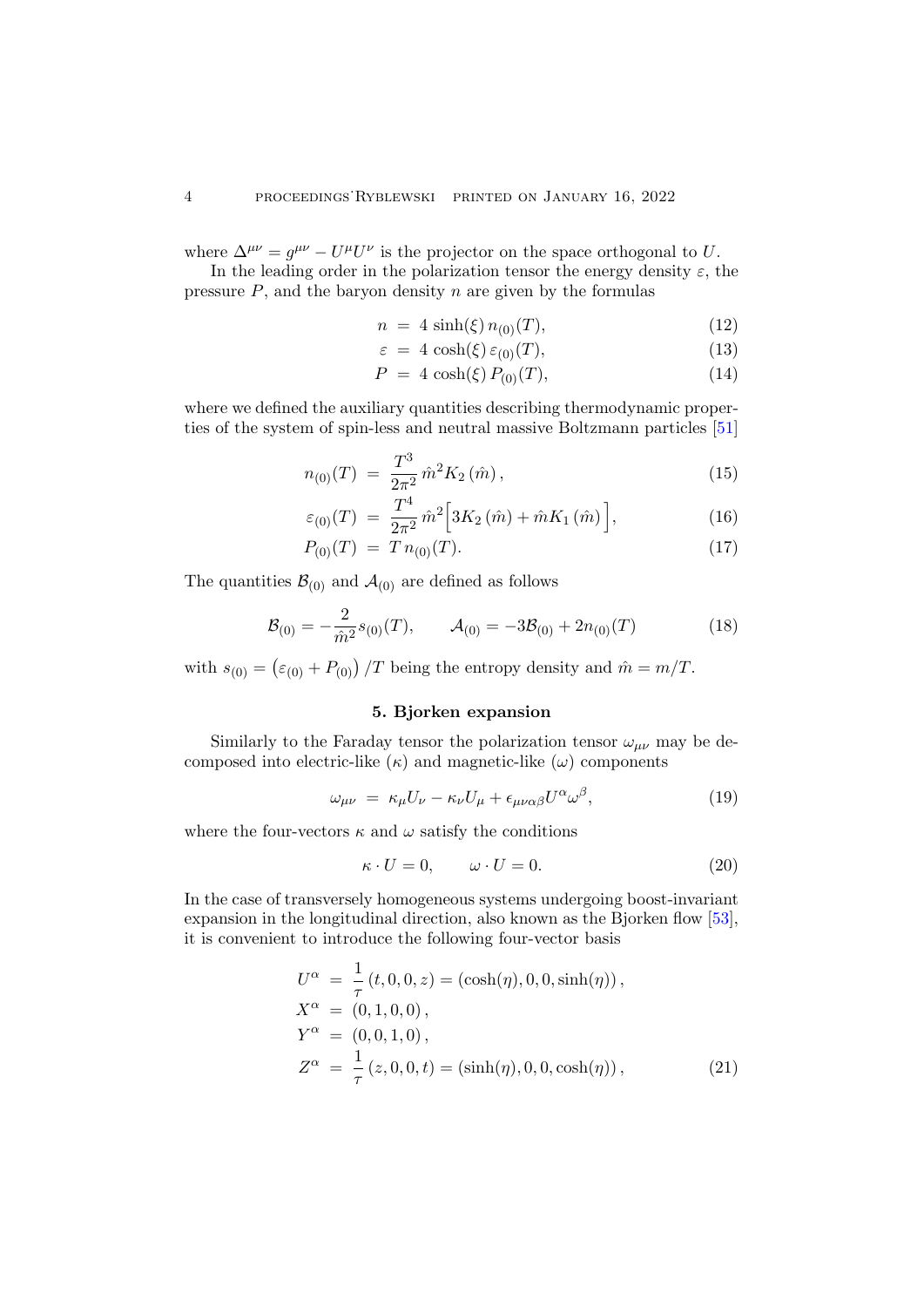where $\Delta^{\mu\nu} = g^{\mu\nu} - U^\mu U^\nu$ is the projector on the space orthogonal to $U$.

In the leading order in the polarization tensor the energy density $\varepsilon$, the pressure $P$, and the baryon density $n$ are given by the formulas

$$n = 4\sinh(\xi)\, n_{(0)}(T), \tag{12}$$

$$\varepsilon = 4\cosh(\xi)\, \varepsilon_{(0)}(T), \tag{13}$$

$$P = 4\cosh(\xi)\, P_{(0)}(T), \tag{14}$$

where we defined the auxiliary quantities describing thermodynamic properties of the system of spin-less and neutral massive Boltzmann particles [51]

$$n_{(0)}(T) = \frac{T^3}{2\pi^2}\, \hat{m}^2 K_2(\hat{m}), \tag{15}$$

$$\varepsilon_{(0)}(T) = \frac{T^4}{2\pi^2}\, \hat{m}^2 \Big[3K_2(\hat{m}) + \hat{m} K_1(\hat{m})\Big], \tag{16}$$

$$P_{(0)}(T) = T\, n_{(0)}(T). \tag{17}$$

The quantities $\mathcal{B}_{(0)}$ and $\mathcal{A}_{(0)}$ are defined as follows

$$\mathcal{B}_{(0)} = -\frac{2}{\hat{m}^2} s_{(0)}(T), \qquad \mathcal{A}_{(0)} = -3\mathcal{B}_{(0)} + 2n_{(0)}(T) \tag{18}$$

with $s_{(0)} = \left(\varepsilon_{(0)} + P_{(0)}\right)/T$ being the entropy density and $\hat{m} = m/T$.

## 5. Bjorken expansion

Similarly to the Faraday tensor the polarization tensor $\omega_{\mu\nu}$ may be decomposed into electric-like ($\kappa$) and magnetic-like ($\omega$) components

$$\omega_{\mu\nu} = \kappa_\mu U_\nu - \kappa_\nu U_\mu + \epsilon_{\mu\nu\alpha\beta} U^\alpha \omega^\beta, \tag{19}$$

where the four-vectors $\kappa$ and $\omega$ satisfy the conditions

$$\kappa \cdot U = 0, \qquad \omega \cdot U = 0. \tag{20}$$

In the case of transversely homogeneous systems undergoing boost-invariant expansion in the longitudinal direction, also known as the Bjorken flow [53], it is convenient to introduce the following four-vector basis

$$\begin{aligned}
U^\alpha &= \frac{1}{\tau}(t, 0, 0, z) = (\cosh(\eta), 0, 0, \sinh(\eta)), \\
X^\alpha &= (0, 1, 0, 0), \\
Y^\alpha &= (0, 0, 1, 0), \\
Z^\alpha &= \frac{1}{\tau}(z, 0, 0, t) = (\sinh(\eta), 0, 0, \cosh(\eta)),
\end{aligned} \tag{21}$$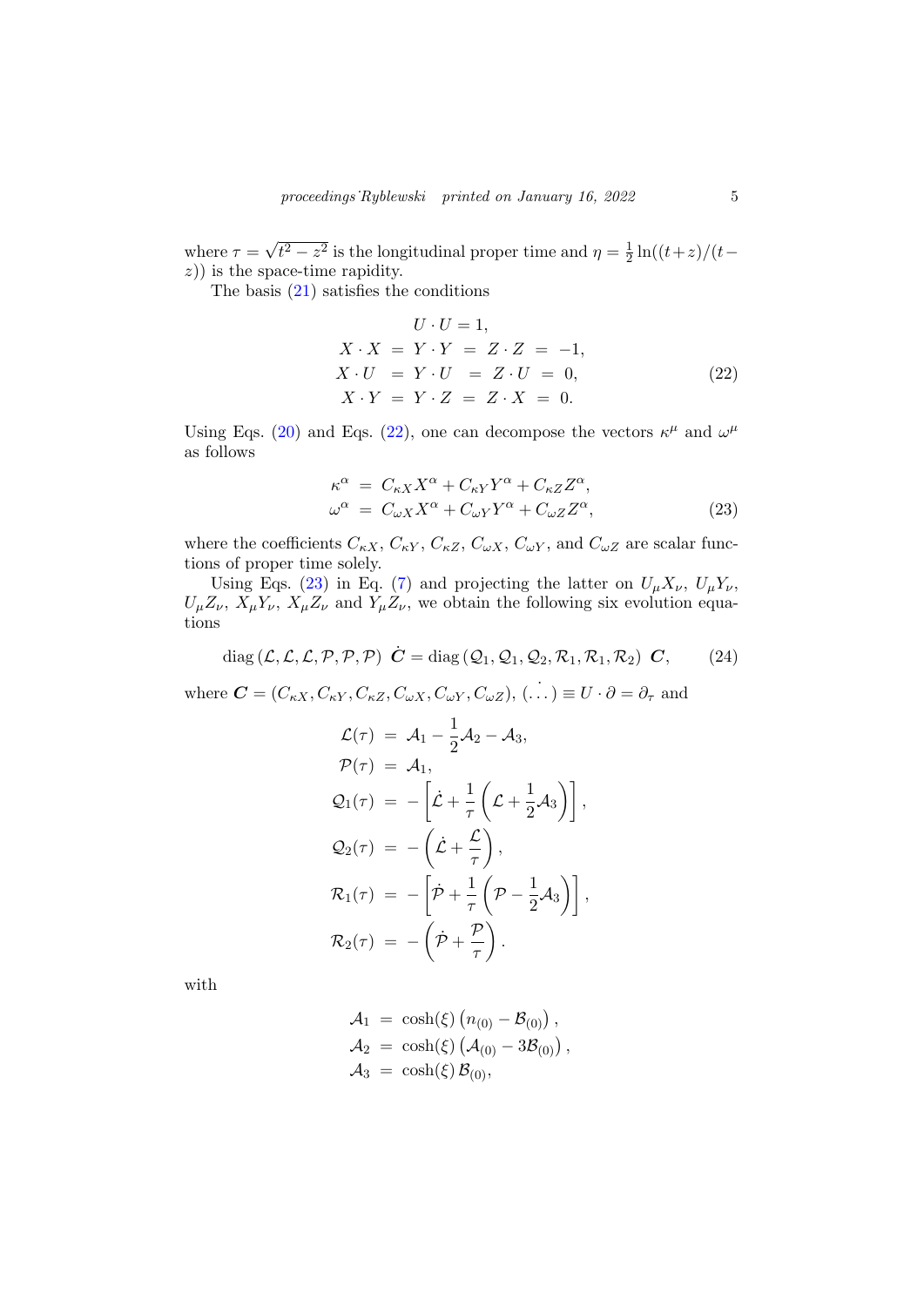where $\tau = \sqrt{t^2 - z^2}$ is the longitudinal proper time and $\eta = \frac{1}{2}\ln((t+z)/(t-z))$ is the space-time rapidity.

The basis (21) satisfies the conditions

$$
\begin{aligned}
U \cdot U &= 1, \\
X \cdot X \;=\; Y \cdot Y \;&=\; Z \cdot Z \;=\; -1, \\
X \cdot U \;=\; Y \cdot U \;&=\; Z \cdot U \;=\; 0, \\
X \cdot Y \;=\; Y \cdot Z \;&=\; Z \cdot X \;=\; 0.
\end{aligned}
\tag{22}
$$

Using Eqs. (20) and Eqs. (22), one can decompose the vectors $\kappa^\mu$ and $\omega^\mu$ as follows

$$
\begin{aligned}
\kappa^\alpha &= C_{\kappa X} X^\alpha + C_{\kappa Y} Y^\alpha + C_{\kappa Z} Z^\alpha, \\
\omega^\alpha &= C_{\omega X} X^\alpha + C_{\omega Y} Y^\alpha + C_{\omega Z} Z^\alpha,
\end{aligned}
\tag{23}
$$

where the coefficients $C_{\kappa X}$, $C_{\kappa Y}$, $C_{\kappa Z}$, $C_{\omega X}$, $C_{\omega Y}$, and $C_{\omega Z}$ are scalar functions of proper time solely.

Using Eqs. (23) in Eq. (7) and projecting the latter on $U_\mu X_\nu$, $U_\mu Y_\nu$, $U_\mu Z_\nu$, $X_\mu Y_\nu$, $X_\mu Z_\nu$ and $Y_\mu Z_\nu$, we obtain the following six evolution equations

$$
\mathrm{diag}\left(\mathcal{L}, \mathcal{L}, \mathcal{L}, \mathcal{P}, \mathcal{P}, \mathcal{P}\right) \, \dot{\boldsymbol{C}} = \mathrm{diag}\left(\mathcal{Q}_1, \mathcal{Q}_1, \mathcal{Q}_2, \mathcal{R}_1, \mathcal{R}_1, \mathcal{R}_2\right) \, \boldsymbol{C},
\tag{24}
$$

where $\boldsymbol{C} = (C_{\kappa X}, C_{\kappa Y}, C_{\kappa Z}, C_{\omega X}, C_{\omega Y}, C_{\omega Z})$, $\dot{(\dots)} \equiv U \cdot \partial = \partial_\tau$ and

$$
\begin{aligned}
\mathcal{L}(\tau) &= \mathcal{A}_1 - \frac{1}{2}\mathcal{A}_2 - \mathcal{A}_3, \\
\mathcal{P}(\tau) &= \mathcal{A}_1, \\
\mathcal{Q}_1(\tau) &= -\left[\dot{\mathcal{L}} + \frac{1}{\tau}\left(\mathcal{L} + \frac{1}{2}\mathcal{A}_3\right)\right], \\
\mathcal{Q}_2(\tau) &= -\left(\dot{\mathcal{L}} + \frac{\mathcal{L}}{\tau}\right), \\
\mathcal{R}_1(\tau) &= -\left[\dot{\mathcal{P}} + \frac{1}{\tau}\left(\mathcal{P} - \frac{1}{2}\mathcal{A}_3\right)\right], \\
\mathcal{R}_2(\tau) &= -\left(\dot{\mathcal{P}} + \frac{\mathcal{P}}{\tau}\right).
\end{aligned}
$$

with

$$
\begin{aligned}
\mathcal{A}_1 &= \cosh(\xi)\left(n_{(0)} - \mathcal{B}_{(0)}\right), \\
\mathcal{A}_2 &= \cosh(\xi)\left(\mathcal{A}_{(0)} - 3\mathcal{B}_{(0)}\right), \\
\mathcal{A}_3 &= \cosh(\xi)\, \mathcal{B}_{(0)},
\end{aligned}
$$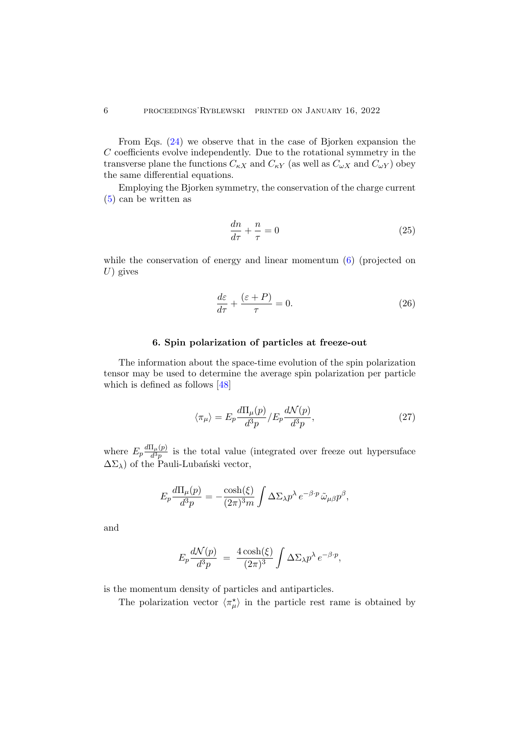From Eqs. (24) we observe that in the case of Bjorken expansion the $C$ coefficients evolve independently. Due to the rotational symmetry in the transverse plane the functions $C_{\kappa X}$ and $C_{\kappa Y}$ (as well as $C_{\omega X}$ and $C_{\omega Y}$) obey the same differential equations.

Employing the Bjorken symmetry, the conservation of the charge current (5) can be written as

$$\frac{dn}{d\tau} + \frac{n}{\tau} = 0 \tag{25}$$

while the conservation of energy and linear momentum (6) (projected on $U$) gives

$$\frac{d\varepsilon}{d\tau} + \frac{(\varepsilon + P)}{\tau} = 0. \tag{26}$$

## 6. Spin polarization of particles at freeze-out

The information about the space-time evolution of the spin polarization tensor may be used to determine the average spin polarization per particle which is defined as follows [48]

$$\langle \pi_\mu \rangle = E_p \frac{d\Pi_\mu(p)}{d^3p} / E_p \frac{d\mathcal{N}(p)}{d^3p}, \tag{27}$$

where $E_p \frac{d\Pi_\mu(p)}{d^3p}$ is the total value (integrated over freeze out hypersuface $\Delta\Sigma_\lambda$) of the Pauli-Lubański vector,

$$E_p \frac{d\Pi_\mu(p)}{d^3p} = -\frac{\cosh(\xi)}{(2\pi)^3 m} \int \Delta\Sigma_\lambda p^\lambda \, e^{-\beta\cdot p} \, \tilde{\omega}_{\mu\beta} p^\beta,$$

and

$$E_p \frac{d\mathcal{N}(p)}{d^3p} \;=\; \frac{4\cosh(\xi)}{(2\pi)^3} \int \Delta\Sigma_\lambda p^\lambda \, e^{-\beta\cdot p},$$

is the momentum density of particles and antiparticles.

The polarization vector $\langle \pi^\star_\mu \rangle$ in the particle rest rame is obtained by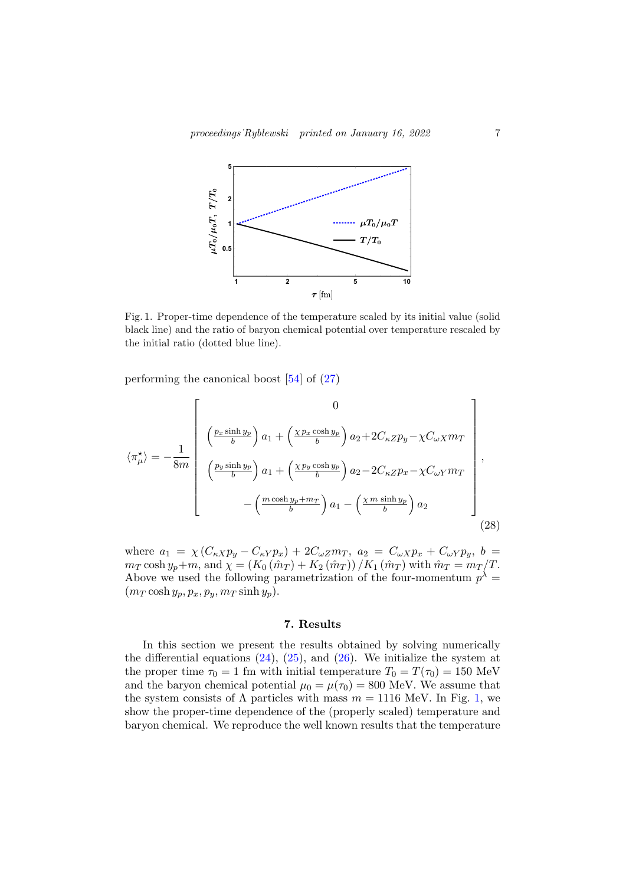Fig. 1. Proper-time dependence of the temperature scaled by its initial value (solid black line) and the ratio of baryon chemical potential over temperature rescaled by the initial ratio (dotted blue line).

performing the canonical boost [54] of (27)

$$
\langle \pi^\star_\mu \rangle = -\frac{1}{8m} \left[ \begin{array}{c} 0 \\ \left(\frac{p_x \sinh y_p}{b}\right) a_1 + \left(\frac{\chi\, p_x \cosh y_p}{b}\right) a_2 + 2C_{\kappa Z} p_y - \chi C_{\omega X} m_T \\ \left(\frac{p_y \sinh y_p}{b}\right) a_1 + \left(\frac{\chi\, p_y \cosh y_p}{b}\right) a_2 - 2C_{\kappa Z} p_x - \chi C_{\omega Y} m_T \\ -\left(\frac{m \cosh y_p + m_T}{b}\right) a_1 - \left(\frac{\chi\, m \sinh y_p}{b}\right) a_2 \end{array} \right], \tag{28}
$$

where $a_1 = \chi\left(C_{\kappa X} p_y - C_{\kappa Y} p_x\right) + 2C_{\omega Z} m_T$, $a_2 = C_{\omega X} p_x + C_{\omega Y} p_y$, $b = m_T \cosh y_p + m$, and $\chi = \left(K_0\left(\hat{m}_T\right) + K_2\left(\hat{m}_T\right)\right)/K_1\left(\hat{m}_T\right)$ with $\hat{m}_T = m_T/T$. Above we used the following parametrization of the four-momentum $p^\lambda = (m_T \cosh y_p, p_x, p_y, m_T \sinh y_p)$.

## 7. Results

In this section we present the results obtained by solving numerically the differential equations (24), (25), and (26). We initialize the system at the proper time $\tau_0 = 1$ fm with initial temperature $T_0 = T(\tau_0) = 150$ MeV and the baryon chemical potential $\mu_0 = \mu(\tau_0) = 800$ MeV. We assume that the system consists of $\Lambda$ particles with mass $m = 1116$ MeV. In Fig. 1, we show the proper-time dependence of the (properly scaled) temperature and baryon chemical. We reproduce the well known results that the temperature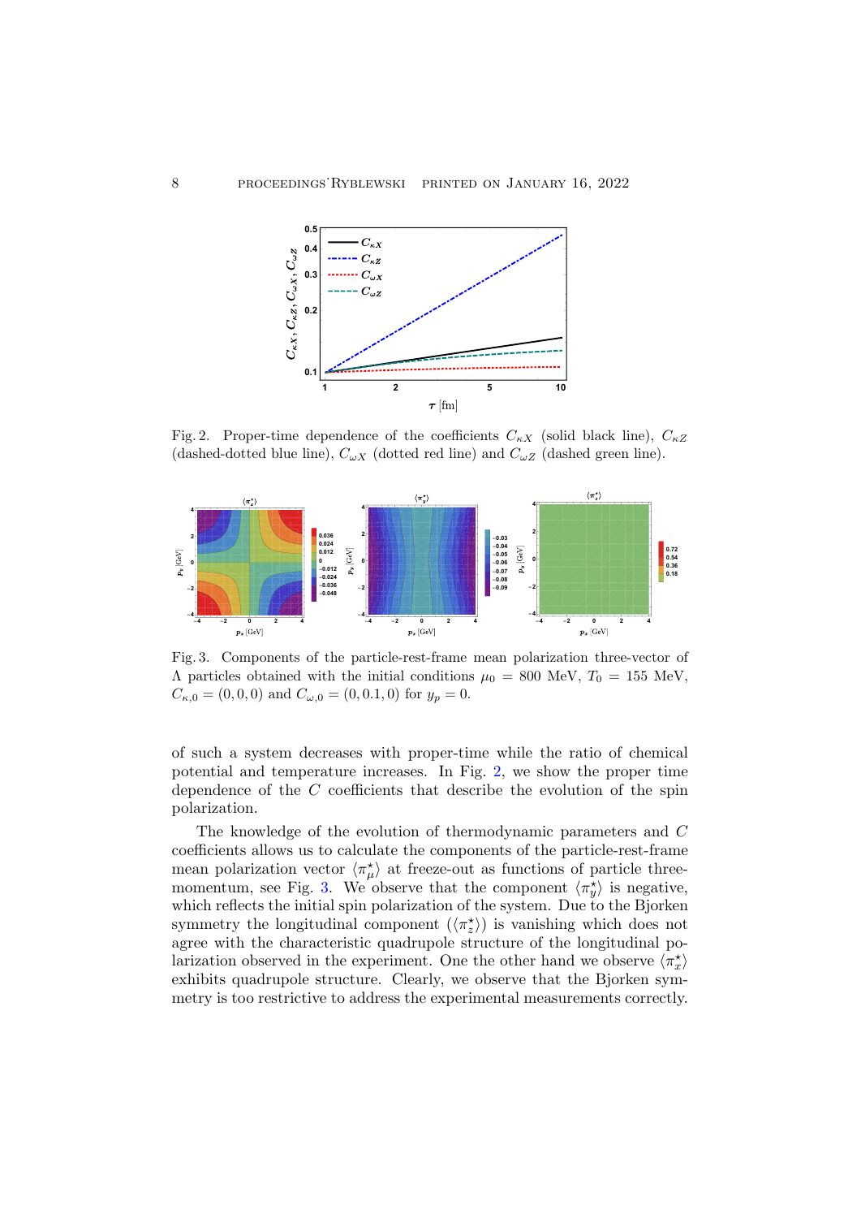Fig. 2. Proper-time dependence of the coefficients $C_{\kappa X}$ (solid black line), $C_{\kappa Z}$ (dashed-dotted blue line), $C_{\omega X}$ (dotted red line) and $C_{\omega Z}$ (dashed green line).

Fig. 3. Components of the particle-rest-frame mean polarization three-vector of $\Lambda$ particles obtained with the initial conditions $\mu_0 = 800$ MeV, $T_0 = 155$ MeV, $C_{\kappa,0} = (0,0,0)$ and $C_{\omega,0} = (0,0.1,0)$ for $y_p = 0$.

of such a system decreases with proper-time while the ratio of chemical potential and temperature increases. In Fig. 2, we show the proper time dependence of the $C$ coefficients that describe the evolution of the spin polarization.

The knowledge of the evolution of thermodynamic parameters and $C$ coefficients allows us to calculate the components of the particle-rest-frame mean polarization vector $\langle \pi^\star_\mu \rangle$ at freeze-out as functions of particle three-momentum, see Fig. 3. We observe that the component $\langle \pi^\star_y \rangle$ is negative, which reflects the initial spin polarization of the system. Due to the Bjorken symmetry the longitudinal component $(\langle \pi^\star_z \rangle)$ is vanishing which does not agree with the characteristic quadrupole structure of the longitudinal polarization observed in the experiment. One the other hand we observe $\langle \pi^\star_x \rangle$ exhibits quadrupole structure. Clearly, we observe that the Bjorken symmetry is too restrictive to address the experimental measurements correctly.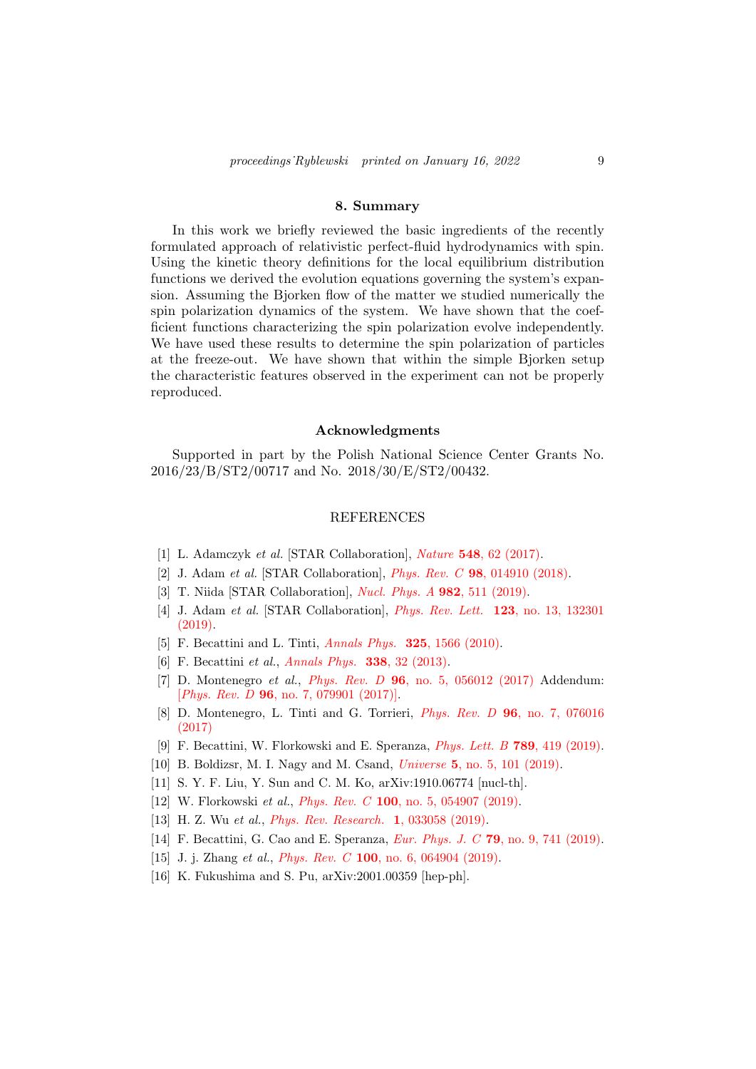## 8. Summary

In this work we briefly reviewed the basic ingredients of the recently formulated approach of relativistic perfect-fluid hydrodynamics with spin. Using the kinetic theory definitions for the local equilibrium distribution functions we derived the evolution equations governing the system's expansion. Assuming the Bjorken flow of the matter we studied numerically the spin polarization dynamics of the system. We have shown that the coefficient functions characterizing the spin polarization evolve independently. We have used these results to determine the spin polarization of particles at the freeze-out. We have shown that within the simple Bjorken setup the characteristic features observed in the experiment can not be properly reproduced.

## Acknowledgments

Supported in part by the Polish National Science Center Grants No. 2016/23/B/ST2/00717 and No. 2018/30/E/ST2/00432.

## REFERENCES

[1] L. Adamczyk *et al.* [STAR Collaboration], *Nature* **548**, 62 (2017).

[2] J. Adam *et al.* [STAR Collaboration], *Phys. Rev. C* **98**, 014910 (2018).

[3] T. Niida [STAR Collaboration], *Nucl. Phys. A* **982**, 511 (2019).

[4] J. Adam *et al.* [STAR Collaboration], *Phys. Rev. Lett.* **123**, no. 13, 132301 (2019).

[5] F. Becattini and L. Tinti, *Annals Phys.* **325**, 1566 (2010).

[6] F. Becattini *et al.*, *Annals Phys.* **338**, 32 (2013).

[7] D. Montenegro *et al.*, *Phys. Rev. D* **96**, no. 5, 056012 (2017) Addendum: [*Phys. Rev. D* **96**, no. 7, 079901 (2017)].

[8] D. Montenegro, L. Tinti and G. Torrieri, *Phys. Rev. D* **96**, no. 7, 076016 (2017)

[9] F. Becattini, W. Florkowski and E. Speranza, *Phys. Lett. B* **789**, 419 (2019).

[10] B. Boldizsr, M. I. Nagy and M. Csand, *Universe* **5**, no. 5, 101 (2019).

[11] S. Y. F. Liu, Y. Sun and C. M. Ko, arXiv:1910.06774 [nucl-th].

[12] W. Florkowski *et al.*, *Phys. Rev. C* **100**, no. 5, 054907 (2019).

[13] H. Z. Wu *et al.*, *Phys. Rev. Research.* **1**, 033058 (2019).

[14] F. Becattini, G. Cao and E. Speranza, *Eur. Phys. J. C* **79**, no. 9, 741 (2019).

[15] J. j. Zhang *et al.*, *Phys. Rev. C* **100**, no. 6, 064904 (2019).

[16] K. Fukushima and S. Pu, arXiv:2001.00359 [hep-ph].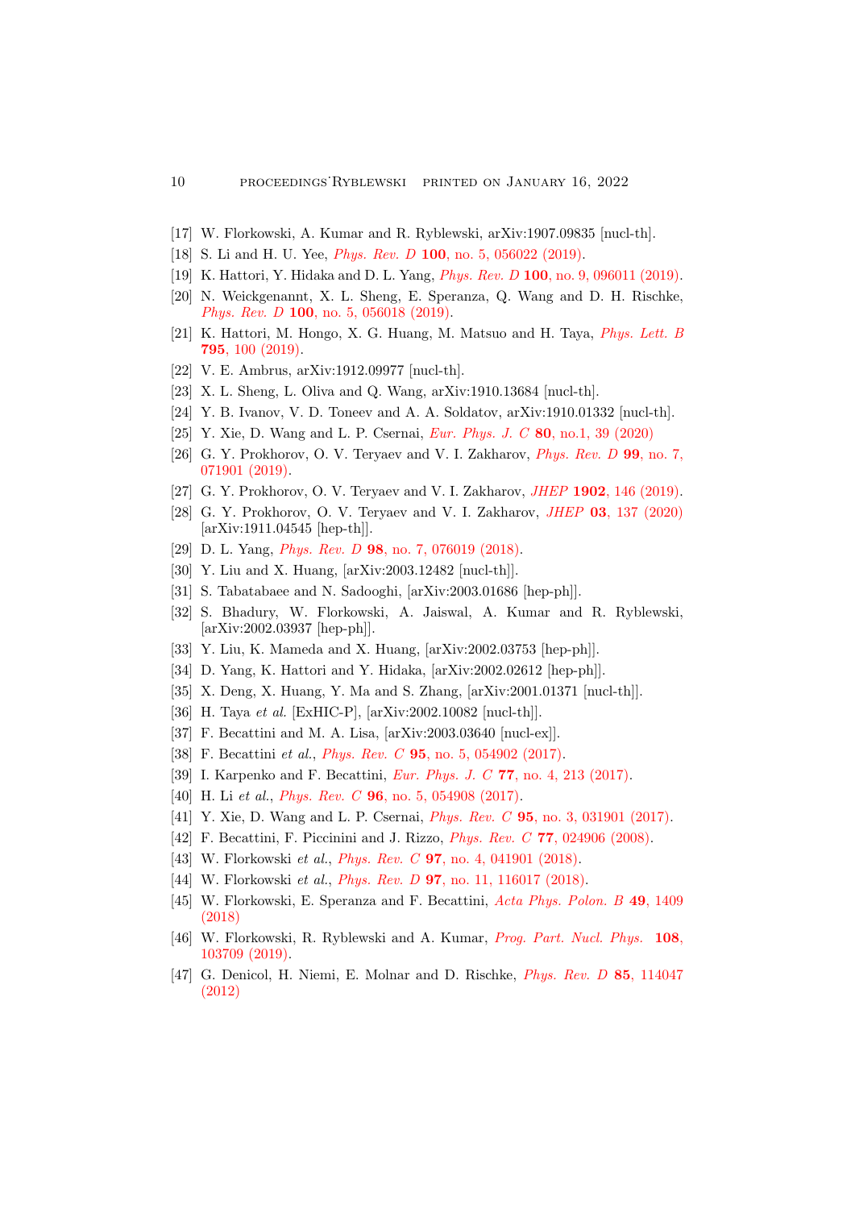[17] W. Florkowski, A. Kumar and R. Ryblewski, arXiv:1907.09835 [nucl-th].

[18] S. Li and H. U. Yee, *Phys. Rev. D* **100**, no. 5, 056022 (2019).

[19] K. Hattori, Y. Hidaka and D. L. Yang, *Phys. Rev. D* **100**, no. 9, 096011 (2019).

[20] N. Weickgenannt, X. L. Sheng, E. Speranza, Q. Wang and D. H. Rischke, *Phys. Rev. D* **100**, no. 5, 056018 (2019).

[21] K. Hattori, M. Hongo, X. G. Huang, M. Matsuo and H. Taya, *Phys. Lett. B* **795**, 100 (2019).

[22] V. E. Ambrus, arXiv:1912.09977 [nucl-th].

[23] X. L. Sheng, L. Oliva and Q. Wang, arXiv:1910.13684 [nucl-th].

[24] Y. B. Ivanov, V. D. Toneev and A. A. Soldatov, arXiv:1910.01332 [nucl-th].

[25] Y. Xie, D. Wang and L. P. Csernai, *Eur. Phys. J. C* **80**, no.1, 39 (2020)

[26] G. Y. Prokhorov, O. V. Teryaev and V. I. Zakharov, *Phys. Rev. D* **99**, no. 7, 071901 (2019).

[27] G. Y. Prokhorov, O. V. Teryaev and V. I. Zakharov, *JHEP* **1902**, 146 (2019).

[28] G. Y. Prokhorov, O. V. Teryaev and V. I. Zakharov, *JHEP* **03**, 137 (2020) [arXiv:1911.04545 [hep-th]].

[29] D. L. Yang, *Phys. Rev. D* **98**, no. 7, 076019 (2018).

[30] Y. Liu and X. Huang, [arXiv:2003.12482 [nucl-th]].

[31] S. Tabatabaee and N. Sadooghi, [arXiv:2003.01686 [hep-ph]].

[32] S. Bhadury, W. Florkowski, A. Jaiswal, A. Kumar and R. Ryblewski, [arXiv:2002.03937 [hep-ph]].

[33] Y. Liu, K. Mameda and X. Huang, [arXiv:2002.03753 [hep-ph]].

[34] D. Yang, K. Hattori and Y. Hidaka, [arXiv:2002.02612 [hep-ph]].

[35] X. Deng, X. Huang, Y. Ma and S. Zhang, [arXiv:2001.01371 [nucl-th]].

[36] H. Taya *et al.* [ExHIC-P], [arXiv:2002.10082 [nucl-th]].

[37] F. Becattini and M. A. Lisa, [arXiv:2003.03640 [nucl-ex]].

[38] F. Becattini *et al.*, *Phys. Rev. C* **95**, no. 5, 054902 (2017).

[39] I. Karpenko and F. Becattini, *Eur. Phys. J. C* **77**, no. 4, 213 (2017).

[40] H. Li *et al.*, *Phys. Rev. C* **96**, no. 5, 054908 (2017).

[41] Y. Xie, D. Wang and L. P. Csernai, *Phys. Rev. C* **95**, no. 3, 031901 (2017).

[42] F. Becattini, F. Piccinini and J. Rizzo, *Phys. Rev. C* **77**, 024906 (2008).

[43] W. Florkowski *et al.*, *Phys. Rev. C* **97**, no. 4, 041901 (2018).

[44] W. Florkowski *et al.*, *Phys. Rev. D* **97**, no. 11, 116017 (2018).

[45] W. Florkowski, E. Speranza and F. Becattini, *Acta Phys. Polon. B* **49**, 1409 (2018)

[46] W. Florkowski, R. Ryblewski and A. Kumar, *Prog. Part. Nucl. Phys.* **108**, 103709 (2019).

[47] G. Denicol, H. Niemi, E. Molnar and D. Rischke, *Phys. Rev. D* **85**, 114047 (2012)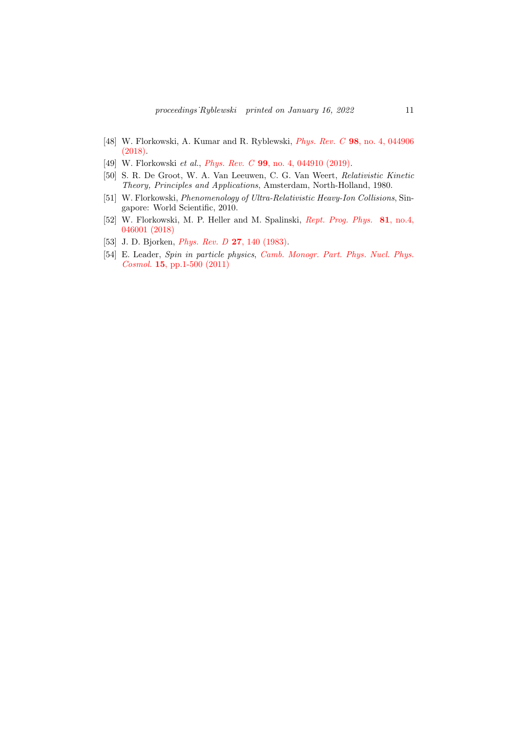[48] W. Florkowski, A. Kumar and R. Ryblewski, *Phys. Rev. C* **98**, no. 4, 044906 (2018).

[49] W. Florkowski *et al.*, *Phys. Rev. C* **99**, no. 4, 044910 (2019).

[50] S. R. De Groot, W. A. Van Leeuwen, C. G. Van Weert, *Relativistic Kinetic Theory, Principles and Applications*, Amsterdam, North-Holland, 1980.

[51] W. Florkowski, *Phenomenology of Ultra-Relativistic Heavy-Ion Collisions*, Singapore: World Scientific, 2010.

[52] W. Florkowski, M. P. Heller and M. Spalinski, *Rept. Prog. Phys.* **81**, no.4, 046001 (2018)

[53] J. D. Bjorken, *Phys. Rev. D* **27**, 140 (1983).

[54] E. Leader, *Spin in particle physics*, *Camb. Monogr. Part. Phys. Nucl. Phys. Cosmol.* **15**, pp.1-500 (2011)